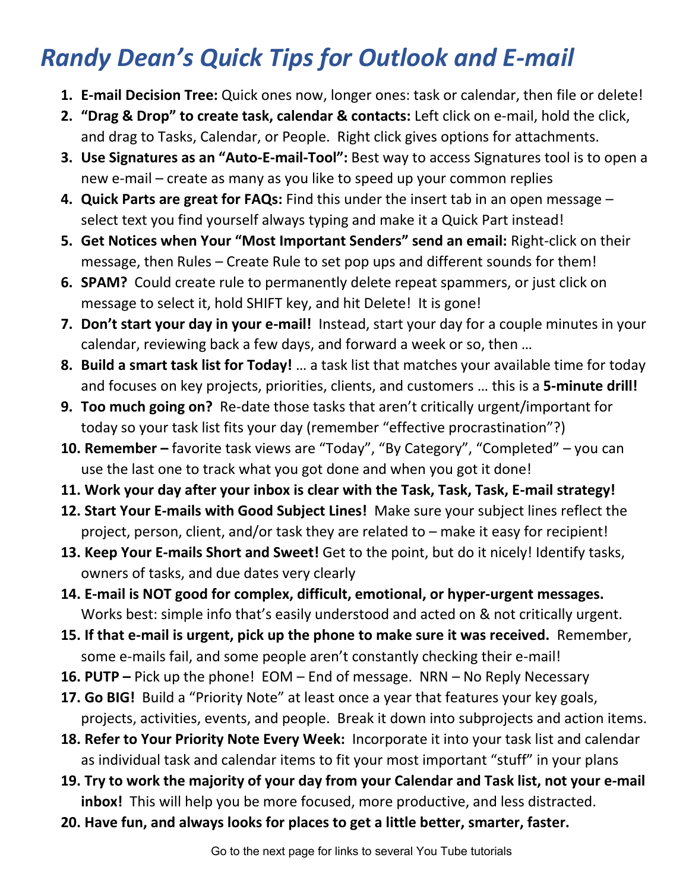# *Randy Dean's Quick Tips for Outlook and E-mail*

1. **E-mail Decision Tree:** Quick ones now, longer ones: task or calendar, then file or delete!
2. **"Drag & Drop" to create task, calendar & contacts:** Left click on e-mail, hold the click, and drag to Tasks, Calendar, or People. Right click gives options for attachments.
3. **Use Signatures as an "Auto-E-mail-Tool":** Best way to access Signatures tool is to open a new e-mail – create as many as you like to speed up your common replies
4. **Quick Parts are great for FAQs:** Find this under the insert tab in an open message – select text you find yourself always typing and make it a Quick Part instead!
5. **Get Notices when Your "Most Important Senders" send an email:** Right-click on their message, then Rules – Create Rule to set pop ups and different sounds for them!
6. **SPAM?** Could create rule to permanently delete repeat spammers, or just click on message to select it, hold SHIFT key, and hit Delete! It is gone!
7. **Don't start your day in your e-mail!** Instead, start your day for a couple minutes in your calendar, reviewing back a few days, and forward a week or so, then …
8. **Build a smart task list for Today!** … a task list that matches your available time for today and focuses on key projects, priorities, clients, and customers … this is a **5-minute drill!**
9. **Too much going on?** Re-date those tasks that aren't critically urgent/important for today so your task list fits your day (remember "effective procrastination"?)
10. **Remember –** favorite task views are "Today", "By Category", "Completed" – you can use the last one to track what you got done and when you got it done!
11. **Work your day after your inbox is clear with the Task, Task, Task, E-mail strategy!**
12. **Start Your E-mails with Good Subject Lines!** Make sure your subject lines reflect the project, person, client, and/or task they are related to – make it easy for recipient!
13. **Keep Your E-mails Short and Sweet!** Get to the point, but do it nicely! Identify tasks, owners of tasks, and due dates very clearly
14. **E-mail is NOT good for complex, difficult, emotional, or hyper-urgent messages.** Works best: simple info that's easily understood and acted on & not critically urgent.
15. **If that e-mail is urgent, pick up the phone to make sure it was received.** Remember, some e-mails fail, and some people aren't constantly checking their e-mail!
16. **PUTP –** Pick up the phone! EOM – End of message. NRN – No Reply Necessary
17. **Go BIG!** Build a "Priority Note" at least once a year that features your key goals, projects, activities, events, and people. Break it down into subprojects and action items.
18. **Refer to Your Priority Note Every Week:** Incorporate it into your task list and calendar as individual task and calendar items to fit your most important "stuff" in your plans
19. **Try to work the majority of your day from your Calendar and Task list, not your e-mail inbox!** This will help you be more focused, more productive, and less distracted.
20. **Have fun, and always looks for places to get a little better, smarter, faster.**

Go to the next page for links to several You Tube tutorials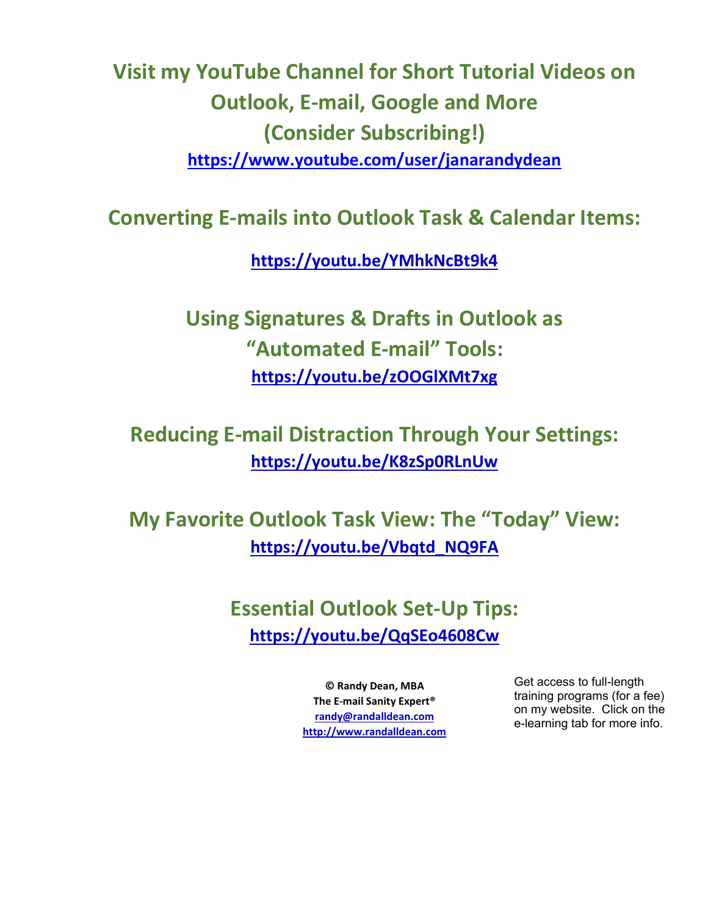## Visit my YouTube Channel for Short Tutorial Videos on Outlook, E-mail, Google and More (Consider Subscribing!)

**https://www.youtube.com/user/janarandydean**

## Converting E-mails into Outlook Task & Calendar Items:

**https://youtu.be/YMhkNcBt9k4**

## Using Signatures & Drafts in Outlook as "Automated E-mail" Tools:

**https://youtu.be/zOOGlXMt7xg**

## Reducing E-mail Distraction Through Your Settings:

**https://youtu.be/K8zSp0RLnUw**

## My Favorite Outlook Task View: The "Today" View:

**https://youtu.be/Vbqtd_NQ9FA**

## Essential Outlook Set-Up Tips:

**https://youtu.be/QqSEo4608Cw**

**© Randy Dean, MBA**
**The E-mail Sanity Expert®**
**randy@randalldean.com**
**http://www.randalldean.com**

Get access to full-length training programs (for a fee) on my website. Click on the e-learning tab for more info.